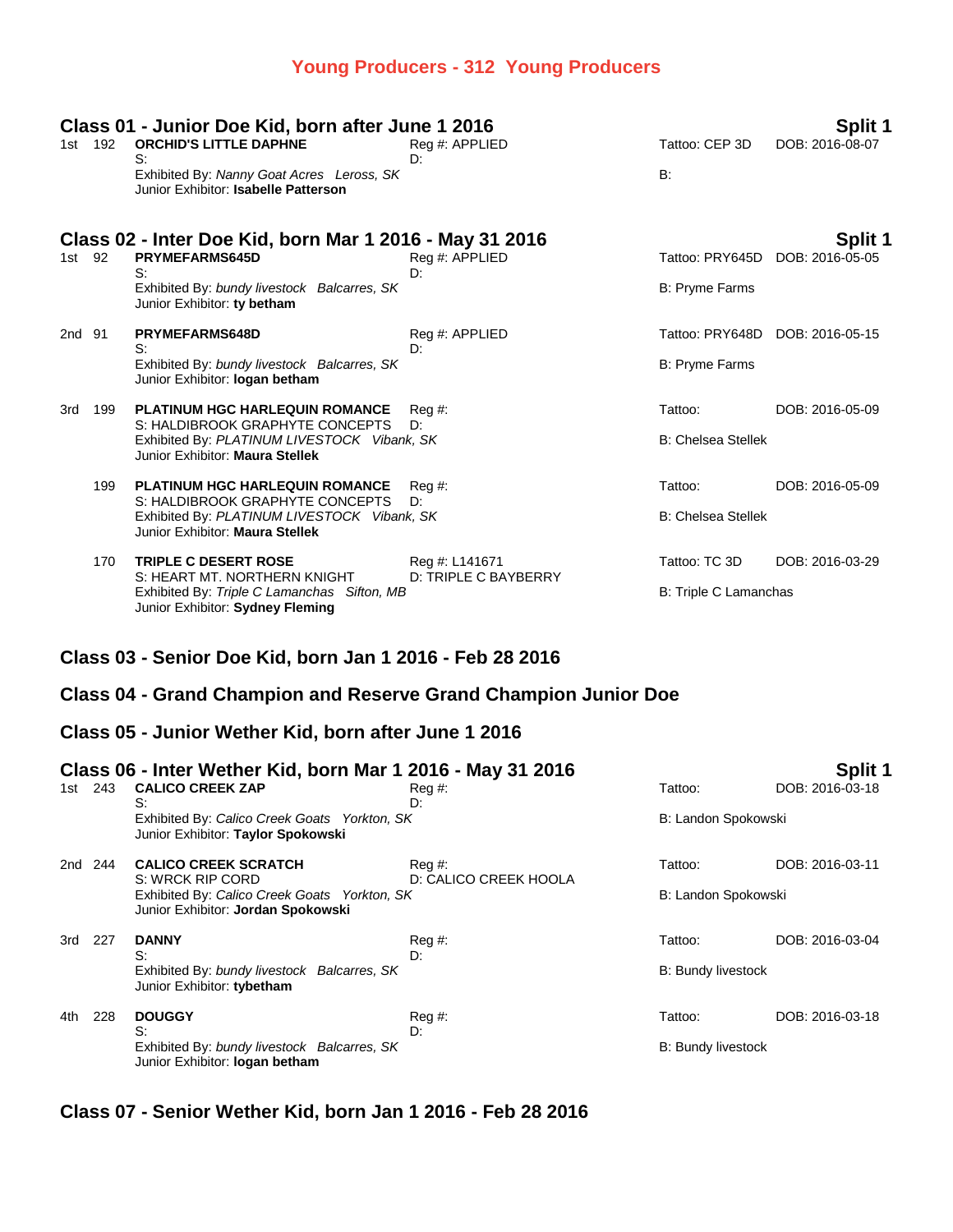# Young Producers - 312 Young Producers

## Class 01 - Junior Doe Kid, born after June 1 2016

**Split 1**

1st 192 **ORCHID'S LITTLE DAPHNE** Reg #: APPLIED Tattoo: CEP 3D DOB: 2016-08-07
S: D:
Exhibited By: *Nanny Goat Acres Leross, SK* B:
Junior Exhibitor: **Isabelle Patterson**

## Class 02 - Inter Doe Kid, born Mar 1 2016 - May 31 2016

**Split 1**

1st 92 **PRYMEFARMS645D** Reg #: APPLIED Tattoo: PRY645D DOB: 2016-05-05
S: D:
Exhibited By: *bundy livestock Balcarres, SK* B: Pryme Farms
Junior Exhibitor: **ty betham**

2nd 91 **PRYMEFARMS648D** Reg #: APPLIED Tattoo: PRY648D DOB: 2016-05-15
S: D:
Exhibited By: *bundy livestock Balcarres, SK* B: Pryme Farms
Junior Exhibitor: **logan betham**

3rd 199 **PLATINUM HGC HARLEQUIN ROMANCE** Reg #: Tattoo: DOB: 2016-05-09
S: HALDIBROOK GRAPHYTE CONCEPTS D:
Exhibited By: *PLATINUM LIVESTOCK Vibank, SK* B: Chelsea Stellek
Junior Exhibitor: **Maura Stellek**

199 **PLATINUM HGC HARLEQUIN ROMANCE** Reg #: Tattoo: DOB: 2016-05-09
S: HALDIBROOK GRAPHYTE CONCEPTS D:
Exhibited By: *PLATINUM LIVESTOCK Vibank, SK* B: Chelsea Stellek
Junior Exhibitor: **Maura Stellek**

170 **TRIPLE C DESERT ROSE** Reg #: L141671 Tattoo: TC 3D DOB: 2016-03-29
S: HEART MT. NORTHERN KNIGHT D: TRIPLE C BAYBERRY
Exhibited By: *Triple C Lamanchas Sifton, MB* B: Triple C Lamanchas
Junior Exhibitor: **Sydney Fleming**

## Class 03 - Senior Doe Kid, born Jan 1 2016 - Feb 28 2016

## Class 04 - Grand Champion and Reserve Grand Champion Junior Doe

## Class 05 - Junior Wether Kid, born after June 1 2016

## Class 06 - Inter Wether Kid, born Mar 1 2016 - May 31 2016

**Split 1**

1st 243 **CALICO CREEK ZAP** Reg #: Tattoo: DOB: 2016-03-18
S: D:
Exhibited By: *Calico Creek Goats Yorkton, SK* B: Landon Spokowski
Junior Exhibitor: **Taylor Spokowski**

2nd 244 **CALICO CREEK SCRATCH** Reg #: Tattoo: DOB: 2016-03-11
S: WRCK RIP CORD D: CALICO CREEK HOOLA
Exhibited By: *Calico Creek Goats Yorkton, SK* B: Landon Spokowski
Junior Exhibitor: **Jordan Spokowski**

3rd 227 **DANNY** Reg #: Tattoo: DOB: 2016-03-04
S: D:
Exhibited By: *bundy livestock Balcarres, SK* B: Bundy livestock
Junior Exhibitor: **tybetham**

4th 228 **DOUGGY** Reg #: Tattoo: DOB: 2016-03-18
S: D:
Exhibited By: *bundy livestock Balcarres, SK* B: Bundy livestock
Junior Exhibitor: **logan betham**

## Class 07 - Senior Wether Kid, born Jan 1 2016 - Feb 28 2016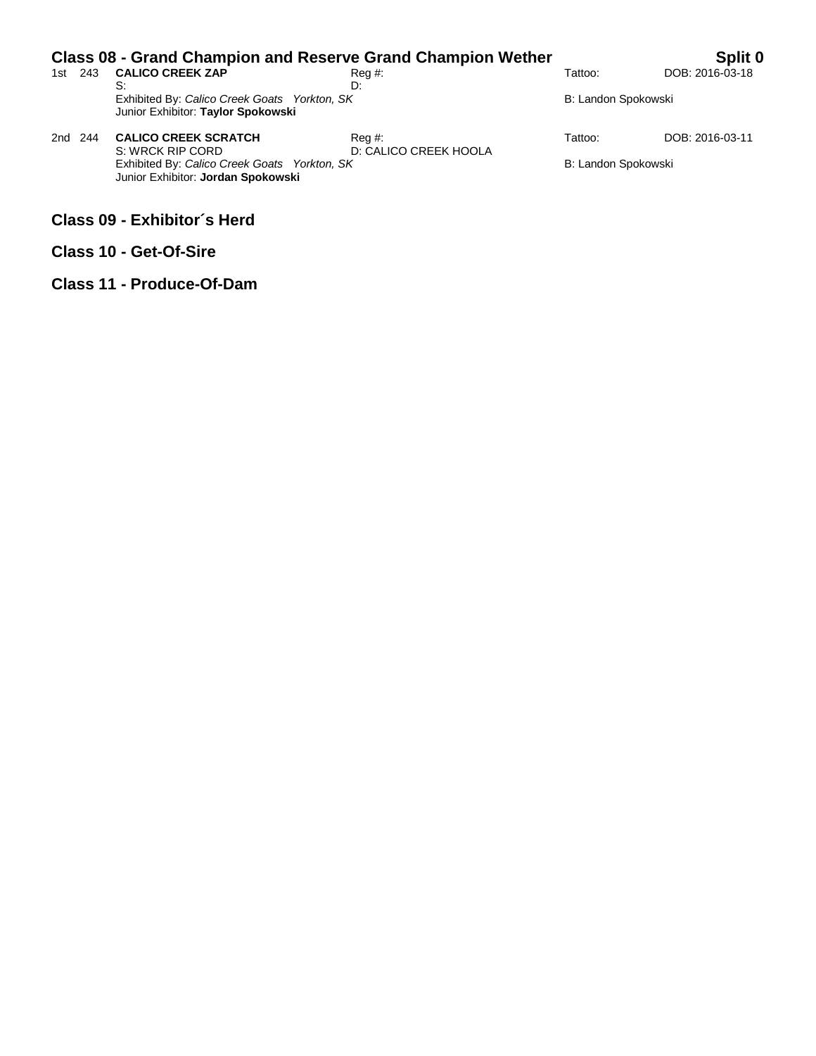## Class 08 - Grand Champion and Reserve Grand Champion Wether — Split 0

1st 243 **CALICO CREEK ZAP** Reg #: Tattoo: DOB: 2016-03-18
S: D:
Exhibited By: *Calico Creek Goats Yorkton, SK* B: Landon Spokowski
Junior Exhibitor: **Taylor Spokowski**

2nd 244 **CALICO CREEK SCRATCH** Reg #: Tattoo: DOB: 2016-03-11
S: WRCK RIP CORD D: CALICO CREEK HOOLA
Exhibited By: *Calico Creek Goats Yorkton, SK* B: Landon Spokowski
Junior Exhibitor: **Jordan Spokowski**

## Class 09 - Exhibitor´s Herd

## Class 10 - Get-Of-Sire

## Class 11 - Produce-Of-Dam